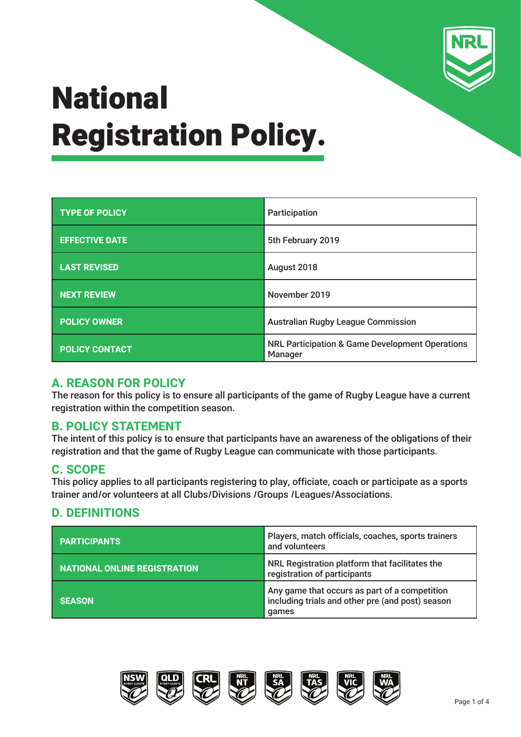# National Registration Policy.

| TYPE OF POLICY | Participation |
|---|---|
| EFFECTIVE DATE | 5th February 2019 |
| LAST REVISED | August 2018 |
| NEXT REVIEW | November 2019 |
| POLICY OWNER | Australian Rugby League Commission |
| POLICY CONTACT | NRL Participation & Game Development Operations Manager |

## A. REASON FOR POLICY

The reason for this policy is to ensure all participants of the game of Rugby League have a current registration within the competition season.

## B. POLICY STATEMENT

The intent of this policy is to ensure that participants have an awareness of the obligations of their registration and that the game of Rugby League can communicate with those participants.

## C. SCOPE

This policy applies to all participants registering to play, officiate, coach or participate as a sports trainer and/or volunteers at all Clubs/Divisions /Groups /Leagues/Associations.

## D. DEFINITIONS

| PARTICIPANTS | Players, match officials, coaches, sports trainers and volunteers |
|---|---|
| NATIONAL ONLINE REGISTRATION | NRL Registration platform that facilitates the registration of participants |
| SEASON | Any game that occurs as part of a competition including trials and other pre (and post) season games |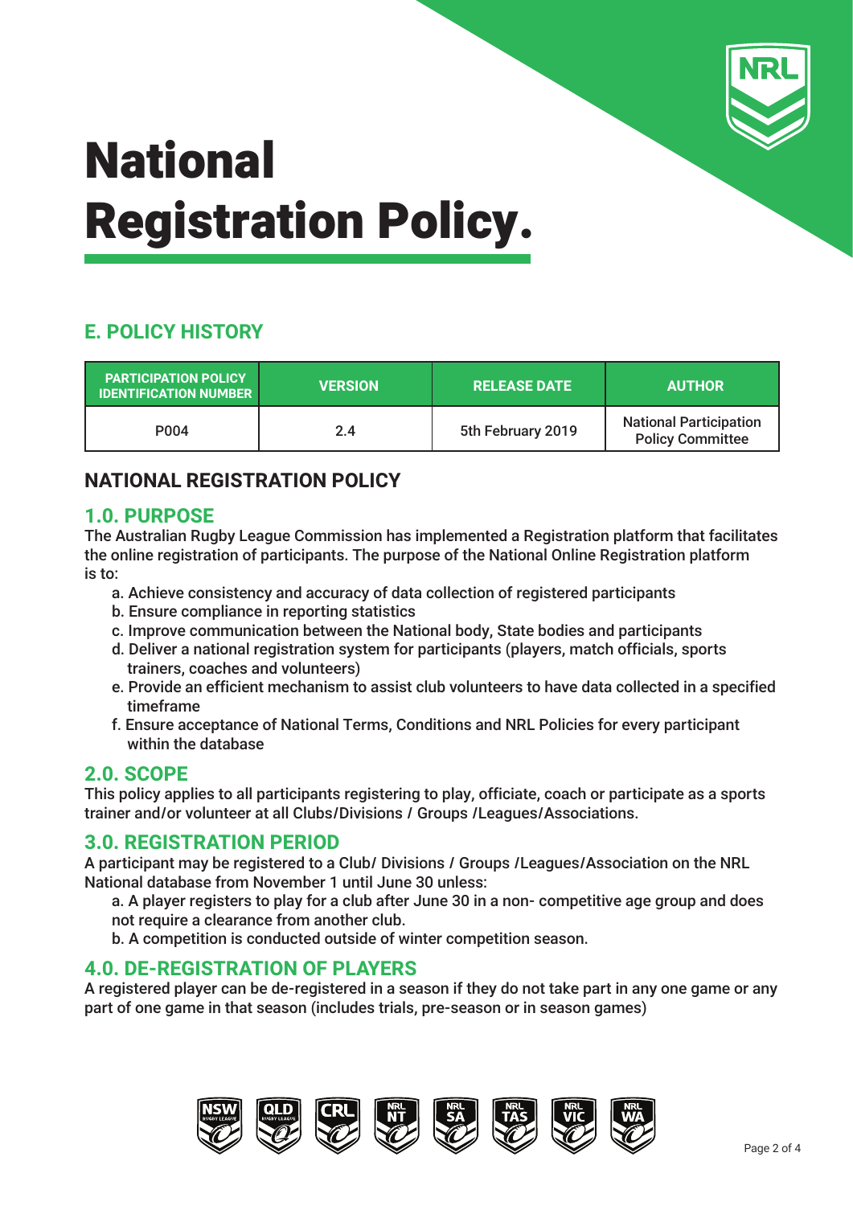# National Registration Policy.

## E. POLICY HISTORY

| PARTICIPATION POLICY IDENTIFICATION NUMBER | VERSION | RELEASE DATE | AUTHOR |
|---|---|---|---|
| P004 | 2.4 | 5th February 2019 | National Participation Policy Committee |

## NATIONAL REGISTRATION POLICY

### 1.0. PURPOSE

The Australian Rugby League Commission has implemented a Registration platform that facilitates the online registration of participants. The purpose of the National Online Registration platform is to:

a. Achieve consistency and accuracy of data collection of registered participants
b. Ensure compliance in reporting statistics
c. Improve communication between the National body, State bodies and participants
d. Deliver a national registration system for participants (players, match officials, sports trainers, coaches and volunteers)
e. Provide an efficient mechanism to assist club volunteers to have data collected in a specified timeframe
f. Ensure acceptance of National Terms, Conditions and NRL Policies for every participant within the database

### 2.0. SCOPE

This policy applies to all participants registering to play, officiate, coach or participate as a sports trainer and/or volunteer at all Clubs/Divisions / Groups /Leagues/Associations.

### 3.0. REGISTRATION PERIOD

A participant may be registered to a Club/ Divisions / Groups /Leagues/Association on the NRL National database from November 1 until June 30 unless:

a. A player registers to play for a club after June 30 in a non- competitive age group and does not require a clearance from another club.
b. A competition is conducted outside of winter competition season.

### 4.0. DE-REGISTRATION OF PLAYERS

A registered player can be de-registered in a season if they do not take part in any one game or any part of one game in that season (includes trials, pre-season or in season games)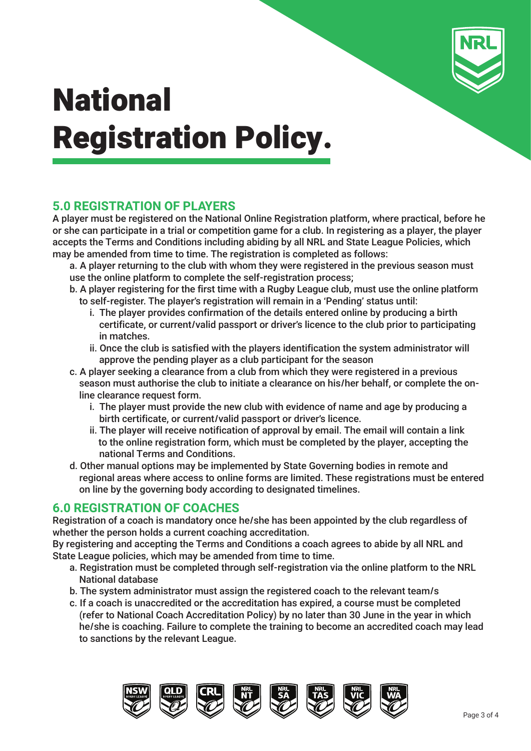# National Registration Policy.

## 5.0 REGISTRATION OF PLAYERS

A player must be registered on the National Online Registration platform, where practical, before he or she can participate in a trial or competition game for a club. In registering as a player, the player accepts the Terms and Conditions including abiding by all NRL and State League Policies, which may be amended from time to time. The registration is completed as follows:

a. A player returning to the club with whom they were registered in the previous season must use the online platform to complete the self-registration process;

b. A player registering for the first time with a Rugby League club, must use the online platform to self-register. The player's registration will remain in a 'Pending' status until:

   i. The player provides confirmation of the details entered online by producing a birth certificate, or current/valid passport or driver's licence to the club prior to participating in matches.

   ii. Once the club is satisfied with the players identification the system administrator will approve the pending player as a club participant for the season

c. A player seeking a clearance from a club from which they were registered in a previous season must authorise the club to initiate a clearance on his/her behalf, or complete the on-line clearance request form.

   i. The player must provide the new club with evidence of name and age by producing a birth certificate, or current/valid passport or driver's licence.

   ii. The player will receive notification of approval by email. The email will contain a link to the online registration form, which must be completed by the player, accepting the national Terms and Conditions.

d. Other manual options may be implemented by State Governing bodies in remote and regional areas where access to online forms are limited. These registrations must be entered on line by the governing body according to designated timelines.

## 6.0 REGISTRATION OF COACHES

Registration of a coach is mandatory once he/she has been appointed by the club regardless of whether the person holds a current coaching accreditation.

By registering and accepting the Terms and Conditions a coach agrees to abide by all NRL and State League policies, which may be amended from time to time.

a. Registration must be completed through self-registration via the online platform to the NRL National database

b. The system administrator must assign the registered coach to the relevant team/s

c. If a coach is unaccredited or the accreditation has expired, a course must be completed (refer to National Coach Accreditation Policy) by no later than 30 June in the year in which he/she is coaching. Failure to complete the training to become an accredited coach may lead to sanctions by the relevant League.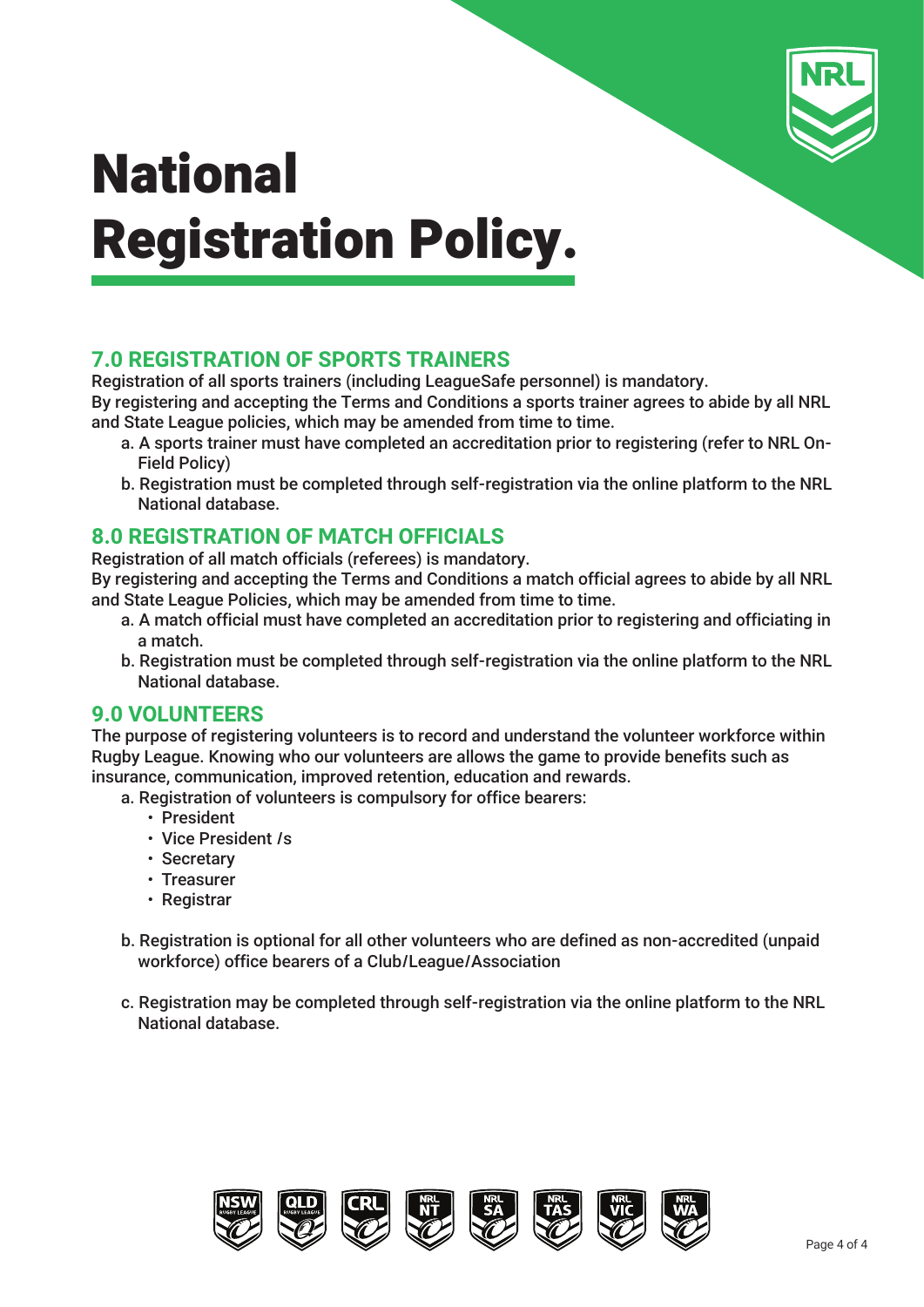# National Registration Policy.

## 7.0 REGISTRATION OF SPORTS TRAINERS

Registration of all sports trainers (including LeagueSafe personnel) is mandatory.

By registering and accepting the Terms and Conditions a sports trainer agrees to abide by all NRL and State League policies, which may be amended from time to time.

a. A sports trainer must have completed an accreditation prior to registering (refer to NRL On-Field Policy)

b. Registration must be completed through self-registration via the online platform to the NRL National database.

## 8.0 REGISTRATION OF MATCH OFFICIALS

Registration of all match officials (referees) is mandatory.

By registering and accepting the Terms and Conditions a match official agrees to abide by all NRL and State League Policies, which may be amended from time to time.

a. A match official must have completed an accreditation prior to registering and officiating in a match.

b. Registration must be completed through self-registration via the online platform to the NRL National database.

## 9.0 VOLUNTEERS

The purpose of registering volunteers is to record and understand the volunteer workforce within Rugby League. Knowing who our volunteers are allows the game to provide benefits such as insurance, communication, improved retention, education and rewards.

a. Registration of volunteers is compulsory for office bearers:

- President
- Vice President /s
- Secretary
- Treasurer
- Registrar

b. Registration is optional for all other volunteers who are defined as non-accredited (unpaid workforce) office bearers of a Club/League/Association

c. Registration may be completed through self-registration via the online platform to the NRL National database.